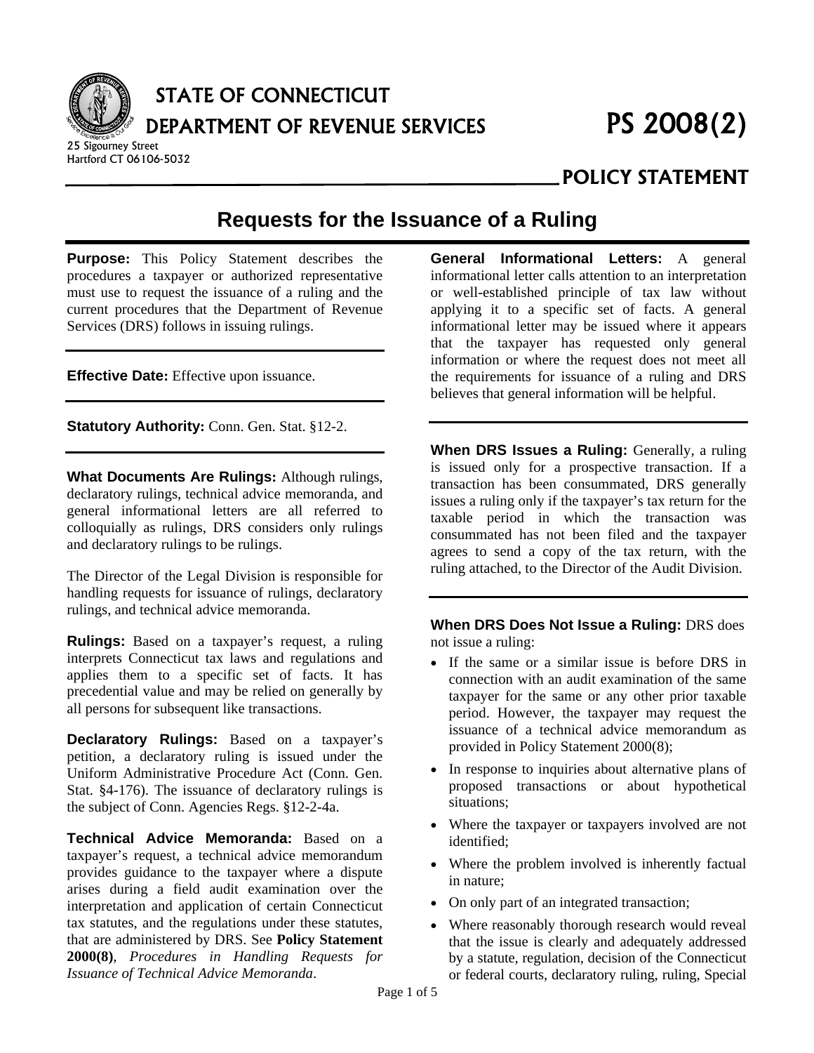# STATE OF CONNECTICUT
# DEPARTMENT OF REVENUE SERVICES

25 Sigourney Street
Hartford CT 06106-5032

**PS 2008(2)**

**POLICY STATEMENT**

## Requests for the Issuance of a Ruling

**Purpose:** This Policy Statement describes the procedures a taxpayer or authorized representative must use to request the issuance of a ruling and the current procedures that the Department of Revenue Services (DRS) follows in issuing rulings.

**Effective Date:** Effective upon issuance.

**Statutory Authority:** Conn. Gen. Stat. §12-2.

**What Documents Are Rulings:** Although rulings, declaratory rulings, technical advice memoranda, and general informational letters are all referred to colloquially as rulings, DRS considers only rulings and declaratory rulings to be rulings.

The Director of the Legal Division is responsible for handling requests for issuance of rulings, declaratory rulings, and technical advice memoranda.

**Rulings:** Based on a taxpayer's request, a ruling interprets Connecticut tax laws and regulations and applies them to a specific set of facts. It has precedential value and may be relied on generally by all persons for subsequent like transactions.

**Declaratory Rulings:** Based on a taxpayer's petition, a declaratory ruling is issued under the Uniform Administrative Procedure Act (Conn. Gen. Stat. §4-176). The issuance of declaratory rulings is the subject of Conn. Agencies Regs. §12-2-4a.

**Technical Advice Memoranda:** Based on a taxpayer's request, a technical advice memorandum provides guidance to the taxpayer where a dispute arises during a field audit examination over the interpretation and application of certain Connecticut tax statutes, and the regulations under these statutes, that are administered by DRS. See **Policy Statement 2000(8)**, *Procedures in Handling Requests for Issuance of Technical Advice Memoranda*.

**General Informational Letters:** A general informational letter calls attention to an interpretation or well-established principle of tax law without applying it to a specific set of facts. A general informational letter may be issued where it appears that the taxpayer has requested only general information or where the request does not meet all the requirements for issuance of a ruling and DRS believes that general information will be helpful.

**When DRS Issues a Ruling:** Generally, a ruling is issued only for a prospective transaction. If a transaction has been consummated, DRS generally issues a ruling only if the taxpayer's tax return for the taxable period in which the transaction was consummated has not been filed and the taxpayer agrees to send a copy of the tax return, with the ruling attached, to the Director of the Audit Division.

**When DRS Does Not Issue a Ruling:** DRS does not issue a ruling:

- If the same or a similar issue is before DRS in connection with an audit examination of the same taxpayer for the same or any other prior taxable period. However, the taxpayer may request the issuance of a technical advice memorandum as provided in Policy Statement 2000(8);
- In response to inquiries about alternative plans of proposed transactions or about hypothetical situations;
- Where the taxpayer or taxpayers involved are not identified;
- Where the problem involved is inherently factual in nature;
- On only part of an integrated transaction;
- Where reasonably thorough research would reveal that the issue is clearly and adequately addressed by a statute, regulation, decision of the Connecticut or federal courts, declaratory ruling, ruling, Special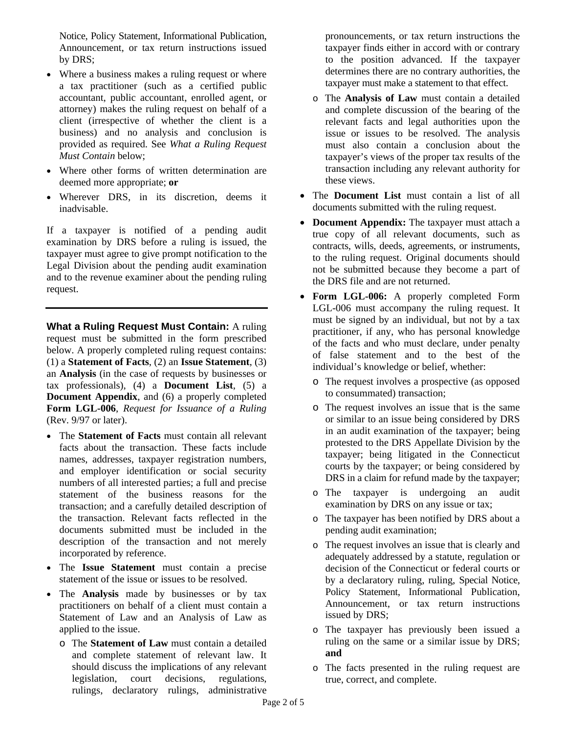Notice, Policy Statement, Informational Publication, Announcement, or tax return instructions issued by DRS;

- Where a business makes a ruling request or where a tax practitioner (such as a certified public accountant, public accountant, enrolled agent, or attorney) makes the ruling request on behalf of a client (irrespective of whether the client is a business) and no analysis and conclusion is provided as required. See *What a Ruling Request Must Contain* below;
- Where other forms of written determination are deemed more appropriate; **or**
- Wherever DRS, in its discretion, deems it inadvisable.

If a taxpayer is notified of a pending audit examination by DRS before a ruling is issued, the taxpayer must agree to give prompt notification to the Legal Division about the pending audit examination and to the revenue examiner about the pending ruling request.

---

**What a Ruling Request Must Contain:** A ruling request must be submitted in the form prescribed below. A properly completed ruling request contains: (1) a **Statement of Facts**, (2) an **Issue Statement**, (3) an **Analysis** (in the case of requests by businesses or tax professionals), (4) a **Document List**, (5) a **Document Appendix**, and (6) a properly completed **Form LGL-006**, *Request for Issuance of a Ruling* (Rev. 9/97 or later).

- The **Statement of Facts** must contain all relevant facts about the transaction. These facts include names, addresses, taxpayer registration numbers, and employer identification or social security numbers of all interested parties; a full and precise statement of the business reasons for the transaction; and a carefully detailed description of the transaction. Relevant facts reflected in the documents submitted must be included in the description of the transaction and not merely incorporated by reference.
- The **Issue Statement** must contain a precise statement of the issue or issues to be resolved.
- The **Analysis** made by businesses or by tax practitioners on behalf of a client must contain a Statement of Law and an Analysis of Law as applied to the issue.
  - The **Statement of Law** must contain a detailed and complete statement of relevant law. It should discuss the implications of any relevant legislation, court decisions, regulations, rulings, declaratory rulings, administrative pronouncements, or tax return instructions the taxpayer finds either in accord with or contrary to the position advanced. If the taxpayer determines there are no contrary authorities, the taxpayer must make a statement to that effect.
  - The **Analysis of Law** must contain a detailed and complete discussion of the bearing of the relevant facts and legal authorities upon the issue or issues to be resolved. The analysis must also contain a conclusion about the taxpayer's views of the proper tax results of the transaction including any relevant authority for these views.
- The **Document List** must contain a list of all documents submitted with the ruling request.
- **Document Appendix:** The taxpayer must attach a true copy of all relevant documents, such as contracts, wills, deeds, agreements, or instruments, to the ruling request. Original documents should not be submitted because they become a part of the DRS file and are not returned.
- **Form LGL-006:** A properly completed Form LGL-006 must accompany the ruling request. It must be signed by an individual, but not by a tax practitioner, if any, who has personal knowledge of the facts and who must declare, under penalty of false statement and to the best of the individual's knowledge or belief, whether:
  - The request involves a prospective (as opposed to consummated) transaction;
  - The request involves an issue that is the same or similar to an issue being considered by DRS in an audit examination of the taxpayer; being protested to the DRS Appellate Division by the taxpayer; being litigated in the Connecticut courts by the taxpayer; or being considered by DRS in a claim for refund made by the taxpayer;
  - The taxpayer is undergoing an audit examination by DRS on any issue or tax;
  - The taxpayer has been notified by DRS about a pending audit examination;
  - The request involves an issue that is clearly and adequately addressed by a statute, regulation or decision of the Connecticut or federal courts or by a declaratory ruling, ruling, Special Notice, Policy Statement, Informational Publication, Announcement, or tax return instructions issued by DRS;
  - The taxpayer has previously been issued a ruling on the same or a similar issue by DRS; **and**
  - The facts presented in the ruling request are true, correct, and complete.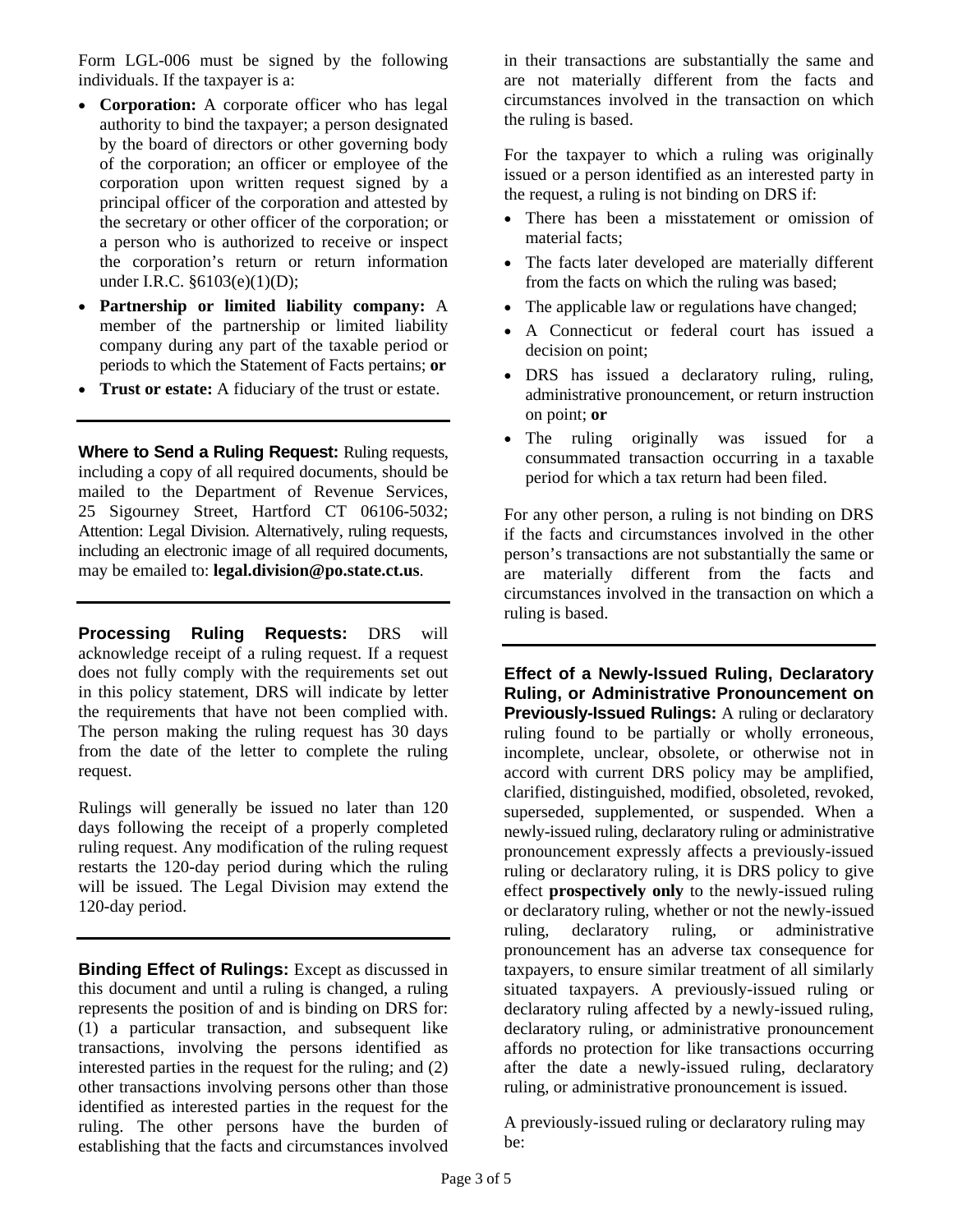Form LGL-006 must be signed by the following individuals. If the taxpayer is a:

- **Corporation:** A corporate officer who has legal authority to bind the taxpayer; a person designated by the board of directors or other governing body of the corporation; an officer or employee of the corporation upon written request signed by a principal officer of the corporation and attested by the secretary or other officer of the corporation; or a person who is authorized to receive or inspect the corporation's return or return information under I.R.C. §6103(e)(1)(D);
- **Partnership or limited liability company:** A member of the partnership or limited liability company during any part of the taxable period or periods to which the Statement of Facts pertains; **or**
- **Trust or estate:** A fiduciary of the trust or estate.

**Where to Send a Ruling Request:** Ruling requests, including a copy of all required documents, should be mailed to the Department of Revenue Services, 25 Sigourney Street, Hartford CT 06106-5032; Attention: Legal Division. Alternatively, ruling requests, including an electronic image of all required documents, may be emailed to: **legal.division@po.state.ct.us**.

**Processing Ruling Requests:** DRS will acknowledge receipt of a ruling request. If a request does not fully comply with the requirements set out in this policy statement, DRS will indicate by letter the requirements that have not been complied with. The person making the ruling request has 30 days from the date of the letter to complete the ruling request.

Rulings will generally be issued no later than 120 days following the receipt of a properly completed ruling request. Any modification of the ruling request restarts the 120-day period during which the ruling will be issued. The Legal Division may extend the 120-day period.

**Binding Effect of Rulings:** Except as discussed in this document and until a ruling is changed, a ruling represents the position of and is binding on DRS for: (1) a particular transaction, and subsequent like transactions, involving the persons identified as interested parties in the request for the ruling; and (2) other transactions involving persons other than those identified as interested parties in the request for the ruling. The other persons have the burden of establishing that the facts and circumstances involved in their transactions are substantially the same and are not materially different from the facts and circumstances involved in the transaction on which the ruling is based.

For the taxpayer to which a ruling was originally issued or a person identified as an interested party in the request, a ruling is not binding on DRS if:

- There has been a misstatement or omission of material facts;
- The facts later developed are materially different from the facts on which the ruling was based;
- The applicable law or regulations have changed;
- A Connecticut or federal court has issued a decision on point;
- DRS has issued a declaratory ruling, ruling, administrative pronouncement, or return instruction on point; **or**
- The ruling originally was issued for a consummated transaction occurring in a taxable period for which a tax return had been filed.

For any other person, a ruling is not binding on DRS if the facts and circumstances involved in the other person's transactions are not substantially the same or are materially different from the facts and circumstances involved in the transaction on which a ruling is based.

**Effect of a Newly-Issued Ruling, Declaratory Ruling, or Administrative Pronouncement on Previously-Issued Rulings:** A ruling or declaratory ruling found to be partially or wholly erroneous, incomplete, unclear, obsolete, or otherwise not in accord with current DRS policy may be amplified, clarified, distinguished, modified, obsoleted, revoked, superseded, supplemented, or suspended. When a newly-issued ruling, declaratory ruling or administrative pronouncement expressly affects a previously-issued ruling or declaratory ruling, it is DRS policy to give effect **prospectively only** to the newly-issued ruling or declaratory ruling, whether or not the newly-issued ruling, declaratory ruling, or administrative pronouncement has an adverse tax consequence for taxpayers, to ensure similar treatment of all similarly situated taxpayers. A previously-issued ruling or declaratory ruling affected by a newly-issued ruling, declaratory ruling, or administrative pronouncement affords no protection for like transactions occurring after the date a newly-issued ruling, declaratory ruling, or administrative pronouncement is issued.

A previously-issued ruling or declaratory ruling may be: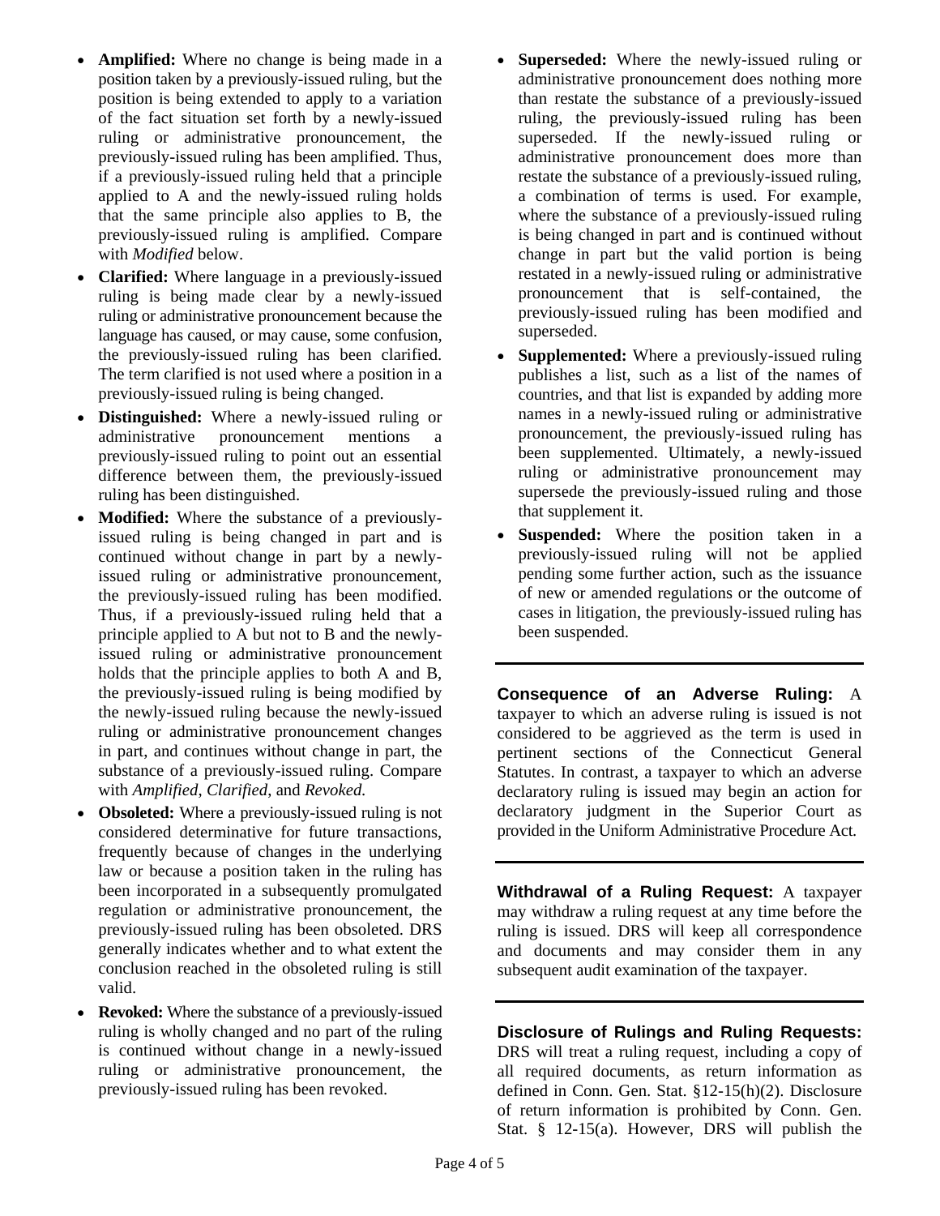- **Amplified:** Where no change is being made in a position taken by a previously-issued ruling, but the position is being extended to apply to a variation of the fact situation set forth by a newly-issued ruling or administrative pronouncement, the previously-issued ruling has been amplified. Thus, if a previously-issued ruling held that a principle applied to A and the newly-issued ruling holds that the same principle also applies to B, the previously-issued ruling is amplified. Compare with *Modified* below.
- **Clarified:** Where language in a previously-issued ruling is being made clear by a newly-issued ruling or administrative pronouncement because the language has caused, or may cause, some confusion, the previously-issued ruling has been clarified. The term clarified is not used where a position in a previously-issued ruling is being changed.
- **Distinguished:** Where a newly-issued ruling or administrative pronouncement mentions a previously-issued ruling to point out an essential difference between them, the previously-issued ruling has been distinguished.
- **Modified:** Where the substance of a previously-issued ruling is being changed in part and is continued without change in part by a newly-issued ruling or administrative pronouncement, the previously-issued ruling has been modified. Thus, if a previously-issued ruling held that a principle applied to A but not to B and the newly-issued ruling or administrative pronouncement holds that the principle applies to both A and B, the previously-issued ruling is being modified by the newly-issued ruling because the newly-issued ruling or administrative pronouncement changes in part, and continues without change in part, the substance of a previously-issued ruling. Compare with *Amplified*, *Clarified*, and *Revoked.*
- **Obsoleted:** Where a previously-issued ruling is not considered determinative for future transactions, frequently because of changes in the underlying law or because a position taken in the ruling has been incorporated in a subsequently promulgated regulation or administrative pronouncement, the previously-issued ruling has been obsoleted. DRS generally indicates whether and to what extent the conclusion reached in the obsoleted ruling is still valid.
- **Revoked:** Where the substance of a previously-issued ruling is wholly changed and no part of the ruling is continued without change in a newly-issued ruling or administrative pronouncement, the previously-issued ruling has been revoked.
- **Superseded:** Where the newly-issued ruling or administrative pronouncement does nothing more than restate the substance of a previously-issued ruling, the previously-issued ruling has been superseded. If the newly-issued ruling or administrative pronouncement does more than restate the substance of a previously-issued ruling, a combination of terms is used. For example, where the substance of a previously-issued ruling is being changed in part and is continued without change in part but the valid portion is being restated in a newly-issued ruling or administrative pronouncement that is self-contained, the previously-issued ruling has been modified and superseded.
- **Supplemented:** Where a previously-issued ruling publishes a list, such as a list of the names of countries, and that list is expanded by adding more names in a newly-issued ruling or administrative pronouncement, the previously-issued ruling has been supplemented. Ultimately, a newly-issued ruling or administrative pronouncement may supersede the previously-issued ruling and those that supplement it.
- **Suspended:** Where the position taken in a previously-issued ruling will not be applied pending some further action, such as the issuance of new or amended regulations or the outcome of cases in litigation, the previously-issued ruling has been suspended.

**Consequence of an Adverse Ruling:** A taxpayer to which an adverse ruling is issued is not considered to be aggrieved as the term is used in pertinent sections of the Connecticut General Statutes. In contrast, a taxpayer to which an adverse declaratory ruling is issued may begin an action for declaratory judgment in the Superior Court as provided in the Uniform Administrative Procedure Act.

**Withdrawal of a Ruling Request:** A taxpayer may withdraw a ruling request at any time before the ruling is issued. DRS will keep all correspondence and documents and may consider them in any subsequent audit examination of the taxpayer.

**Disclosure of Rulings and Ruling Requests:** DRS will treat a ruling request, including a copy of all required documents, as return information as defined in Conn. Gen. Stat. §12-15(h)(2). Disclosure of return information is prohibited by Conn. Gen. Stat. § 12-15(a). However, DRS will publish the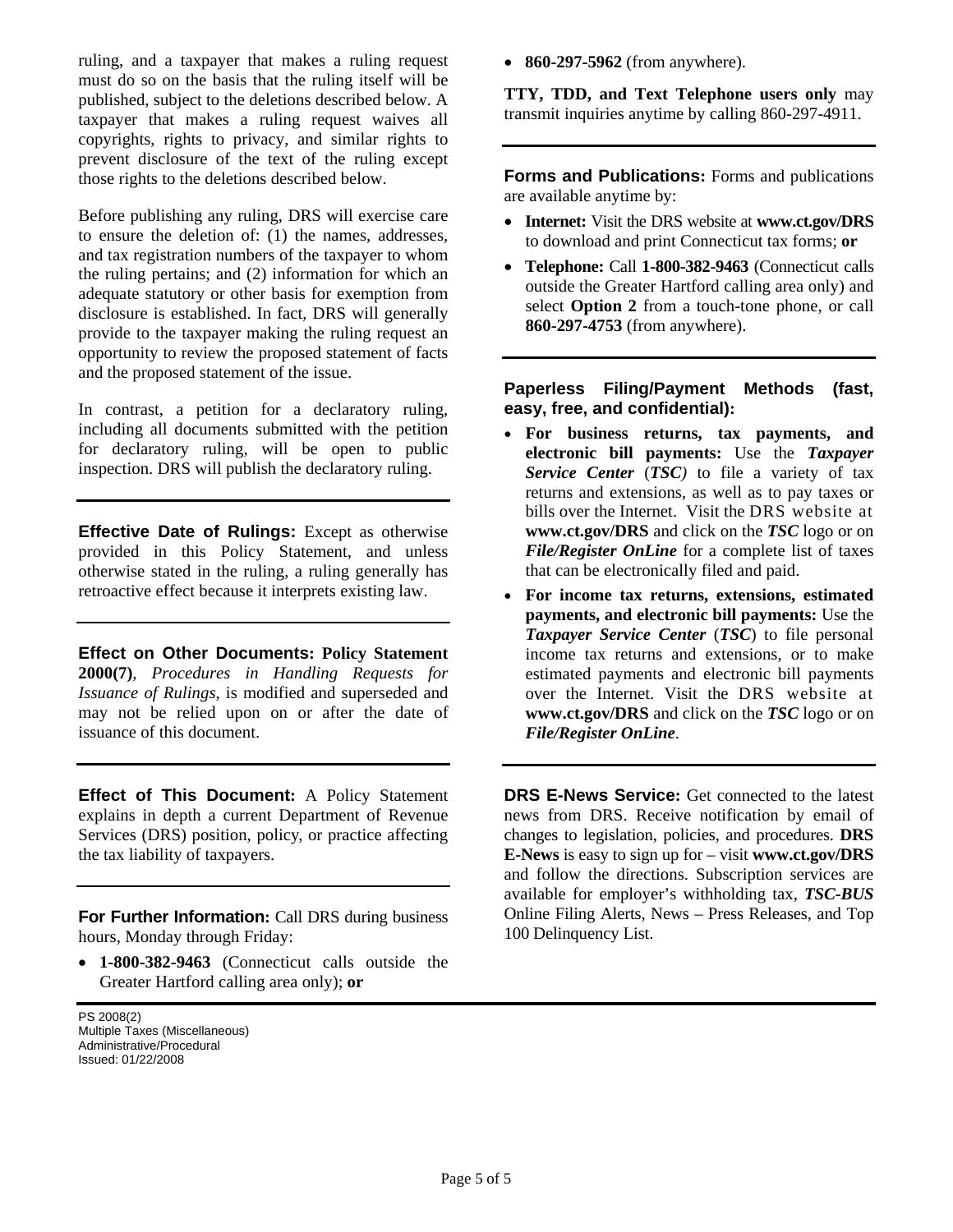ruling, and a taxpayer that makes a ruling request must do so on the basis that the ruling itself will be published, subject to the deletions described below. A taxpayer that makes a ruling request waives all copyrights, rights to privacy, and similar rights to prevent disclosure of the text of the ruling except those rights to the deletions described below.

Before publishing any ruling, DRS will exercise care to ensure the deletion of: (1) the names, addresses, and tax registration numbers of the taxpayer to whom the ruling pertains; and (2) information for which an adequate statutory or other basis for exemption from disclosure is established. In fact, DRS will generally provide to the taxpayer making the ruling request an opportunity to review the proposed statement of facts and the proposed statement of the issue.

In contrast, a petition for a declaratory ruling, including all documents submitted with the petition for declaratory ruling, will be open to public inspection. DRS will publish the declaratory ruling.

**Effective Date of Rulings:** Except as otherwise provided in this Policy Statement, and unless otherwise stated in the ruling, a ruling generally has retroactive effect because it interprets existing law.

**Effect on Other Documents: Policy Statement 2000(7)**, *Procedures in Handling Requests for Issuance of Rulings*, is modified and superseded and may not be relied upon on or after the date of issuance of this document.

**Effect of This Document:** A Policy Statement explains in depth a current Department of Revenue Services (DRS) position, policy, or practice affecting the tax liability of taxpayers.

**For Further Information:** Call DRS during business hours, Monday through Friday:

- **1-800-382-9463** (Connecticut calls outside the Greater Hartford calling area only); **or**
- **860-297-5962** (from anywhere).

**TTY, TDD, and Text Telephone users only** may transmit inquiries anytime by calling 860-297-4911.

**Forms and Publications:** Forms and publications are available anytime by:

- **Internet:** Visit the DRS website at **www.ct.gov/DRS** to download and print Connecticut tax forms; **or**
- **Telephone:** Call **1-800-382-9463** (Connecticut calls outside the Greater Hartford calling area only) and select **Option 2** from a touch-tone phone, or call **860-297-4753** (from anywhere).

**Paperless Filing/Payment Methods (fast, easy, free, and confidential):**

- **For business returns, tax payments, and electronic bill payments:** Use the ***Taxpayer Service Center*** (***TSC***) to file a variety of tax returns and extensions, as well as to pay taxes or bills over the Internet. Visit the DRS website at **www.ct.gov/DRS** and click on the ***TSC*** logo or on ***File/Register OnLine*** for a complete list of taxes that can be electronically filed and paid.
- **For income tax returns, extensions, estimated payments, and electronic bill payments:** Use the ***Taxpayer Service Center*** (***TSC***) to file personal income tax returns and extensions, or to make estimated payments and electronic bill payments over the Internet. Visit the DRS website at **www.ct.gov/DRS** and click on the ***TSC*** logo or on ***File/Register OnLine***.

**DRS E-News Service:** Get connected to the latest news from DRS. Receive notification by email of changes to legislation, policies, and procedures. **DRS E-News** is easy to sign up for – visit **www.ct.gov/DRS** and follow the directions. Subscription services are available for employer's withholding tax, ***TSC-BUS*** Online Filing Alerts, News – Press Releases, and Top 100 Delinquency List.

PS 2008(2)
Multiple Taxes (Miscellaneous)
Administrative/Procedural
Issued: 01/22/2008